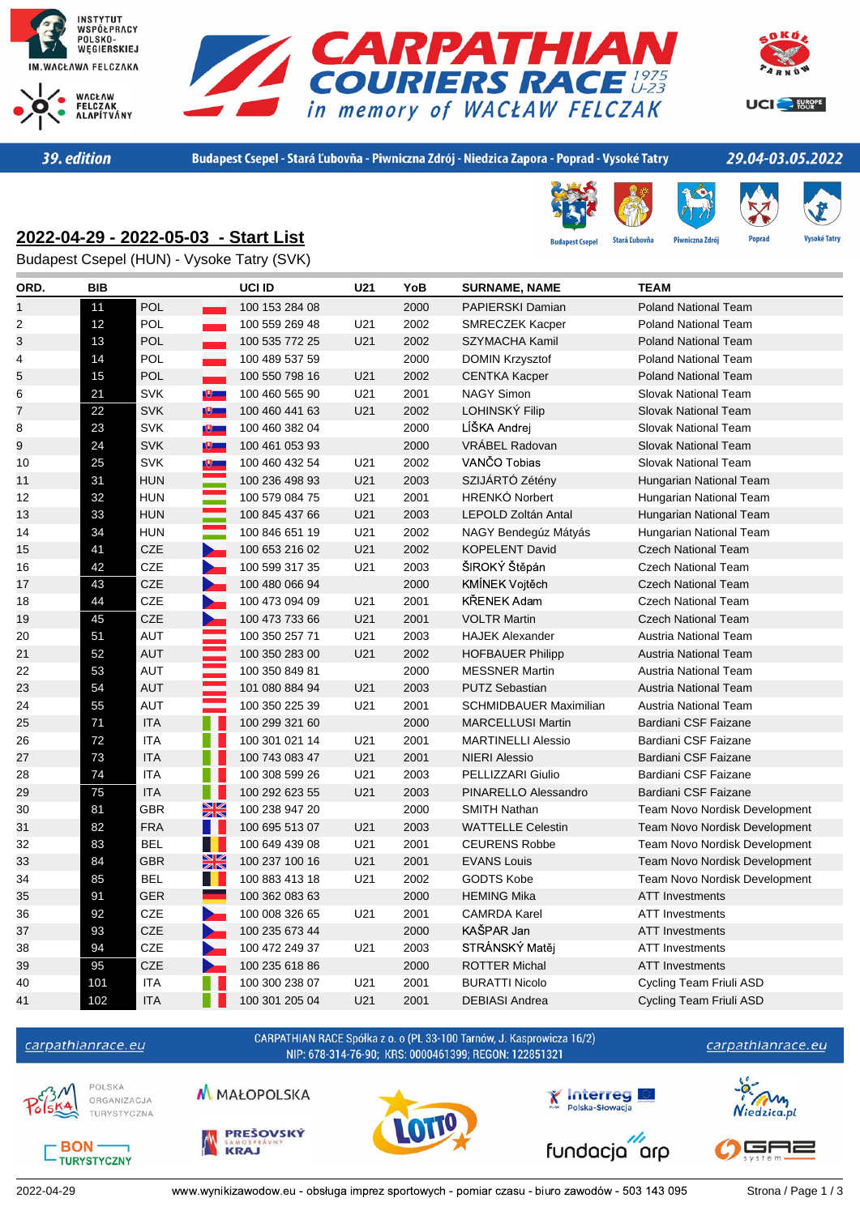# CARPATHIAN COURIERS RACE 1975 U-23 in memory of WACŁAW FELCZAK

39. edition — Budapest Csepel - Stará Ľubovňa - Piwniczna Zdrój - Niedzica Zapora - Poprad - Vysoké Tatry — 29.04-03.05.2022

## 2022-04-29 - 2022-05-03 - Start List

Budapest Csepel (HUN) - Vysoke Tatry (SVK)

| ORD. | BIB | | UCI ID | U21 | YoB | SURNAME, NAME | TEAM |
|---|---|---|---|---|---|---|---|
| 1 | 11 | POL | 100 153 284 08 | | 2000 | PAPIERSKI Damian | Poland National Team |
| 2 | 12 | POL | 100 559 269 48 | U21 | 2002 | SMRECZEK Kacper | Poland National Team |
| 3 | 13 | POL | 100 535 772 25 | U21 | 2002 | SZYMACHA Kamil | Poland National Team |
| 4 | 14 | POL | 100 489 537 59 | | 2000 | DOMIN Krzysztof | Poland National Team |
| 5 | 15 | POL | 100 550 798 16 | U21 | 2002 | CENTKA Kacper | Poland National Team |
| 6 | 21 | SVK | 100 460 565 90 | U21 | 2001 | NAGY Simon | Slovak National Team |
| 7 | 22 | SVK | 100 460 441 63 | U21 | 2002 | LOHINSKÝ Filip | Slovak National Team |
| 8 | 23 | SVK | 100 460 382 04 | | 2000 | LÍŠKA Andrej | Slovak National Team |
| 9 | 24 | SVK | 100 461 053 93 | | 2000 | VRÁBEL Radovan | Slovak National Team |
| 10 | 25 | SVK | 100 460 432 54 | U21 | 2002 | VANČO Tobias | Slovak National Team |
| 11 | 31 | HUN | 100 236 498 93 | U21 | 2003 | SZIJÁRTÓ Zétény | Hungarian National Team |
| 12 | 32 | HUN | 100 579 084 75 | U21 | 2001 | HRENKÓ Norbert | Hungarian National Team |
| 13 | 33 | HUN | 100 845 437 66 | U21 | 2003 | LEPOLD Zoltán Antal | Hungarian National Team |
| 14 | 34 | HUN | 100 846 651 19 | U21 | 2002 | NAGY Bendegúz Mátyás | Hungarian National Team |
| 15 | 41 | CZE | 100 653 216 02 | U21 | 2002 | KOPELENT David | Czech National Team |
| 16 | 42 | CZE | 100 599 317 35 | U21 | 2003 | ŠIROKÝ Štěpán | Czech National Team |
| 17 | 43 | CZE | 100 480 066 94 | | 2000 | KMÍNEK Vojtěch | Czech National Team |
| 18 | 44 | CZE | 100 473 094 09 | U21 | 2001 | KŘENEK Adam | Czech National Team |
| 19 | 45 | CZE | 100 473 733 66 | U21 | 2001 | VOLTR Martin | Czech National Team |
| 20 | 51 | AUT | 100 350 257 71 | U21 | 2003 | HAJEK Alexander | Austria National Team |
| 21 | 52 | AUT | 100 350 283 00 | U21 | 2002 | HOFBAUER Philipp | Austria National Team |
| 22 | 53 | AUT | 100 350 849 81 | | 2000 | MESSNER Martin | Austria National Team |
| 23 | 54 | AUT | 101 080 884 94 | U21 | 2003 | PUTZ Sebastian | Austria National Team |
| 24 | 55 | AUT | 100 350 225 39 | U21 | 2001 | SCHMIDBAUER Maximilian | Austria National Team |
| 25 | 71 | ITA | 100 299 321 60 | | 2000 | MARCELLUSI Martin | Bardiani CSF Faizane |
| 26 | 72 | ITA | 100 301 021 14 | U21 | 2001 | MARTINELLI Alessio | Bardiani CSF Faizane |
| 27 | 73 | ITA | 100 743 083 47 | U21 | 2001 | NIERI Alessio | Bardiani CSF Faizane |
| 28 | 74 | ITA | 100 308 599 26 | U21 | 2003 | PELLIZZARI Giulio | Bardiani CSF Faizane |
| 29 | 75 | ITA | 100 292 623 55 | U21 | 2003 | PINARELLO Alessandro | Bardiani CSF Faizane |
| 30 | 81 | GBR | 100 238 947 20 | | 2000 | SMITH Nathan | Team Novo Nordisk Development |
| 31 | 82 | FRA | 100 695 513 07 | U21 | 2003 | WATTELLE Celestin | Team Novo Nordisk Development |
| 32 | 83 | BEL | 100 649 439 08 | U21 | 2001 | CEURENS Robbe | Team Novo Nordisk Development |
| 33 | 84 | GBR | 100 237 100 16 | U21 | 2001 | EVANS Louis | Team Novo Nordisk Development |
| 34 | 85 | BEL | 100 883 413 18 | U21 | 2002 | GODTS Kobe | Team Novo Nordisk Development |
| 35 | 91 | GER | 100 362 083 63 | | 2000 | HEMING Mika | ATT Investments |
| 36 | 92 | CZE | 100 008 326 65 | U21 | 2001 | CAMRDA Karel | ATT Investments |
| 37 | 93 | CZE | 100 235 673 44 | | 2000 | KAŠPAR Jan | ATT Investments |
| 38 | 94 | CZE | 100 472 249 37 | U21 | 2003 | STRÁNSKÝ Matěj | ATT Investments |
| 39 | 95 | CZE | 100 235 618 86 | | 2000 | ROTTER Michal | ATT Investments |
| 40 | 101 | ITA | 100 300 238 07 | U21 | 2001 | BURATTI Nicolo | Cycling Team Friuli ASD |
| 41 | 102 | ITA | 100 301 205 04 | U21 | 2001 | DEBIASI Andrea | Cycling Team Friuli ASD |

carpathianrace.eu

CARPATHIAN RACE Spółka z o. o (PL 33-100 Tarnów, J. Kasprowicza 16/2)
NIP: 678-314-76-90; KRS: 0000461399; REGON: 122851321

2022-04-29 — www.wynikizawodow.eu - obsługa imprez sportowych - pomiar czasu - biuro zawodów - 503 143 095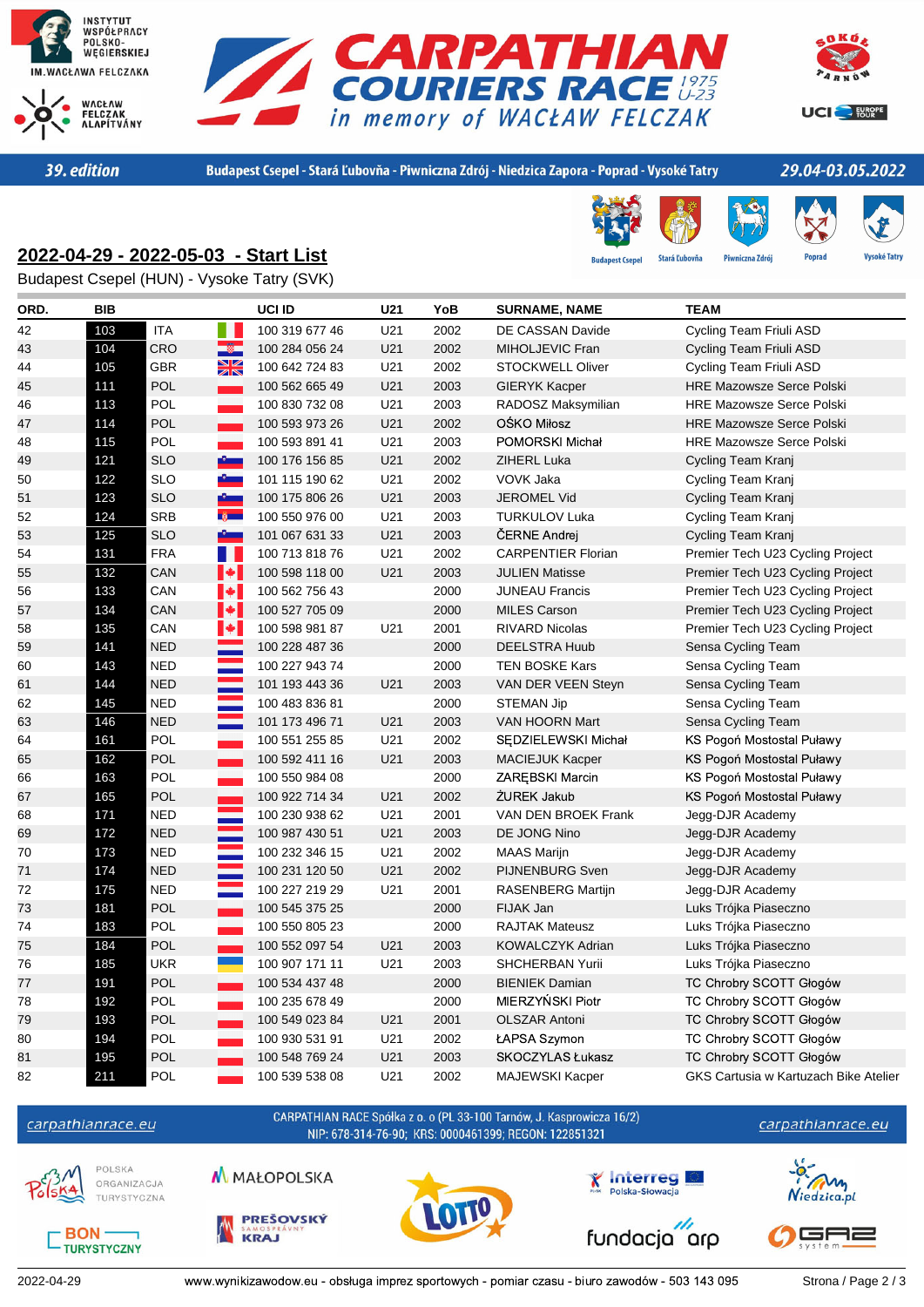INSTYTUT WSPÓŁPRACY POLSKO-WĘGIERSKIEJ IM.WACŁAWA FELCZAKA

WACŁAW FELCZAK ALAPÍTVÁNY

# CARPATHIAN COURIERS RACE 1975 U-23 in memory of WACŁAW FELCZAK

39. edition | Budapest Csepel - Stará Ľubovňa - Piwniczna Zdrój - Niedzica Zapora - Poprad - Vysoké Tatry | 29.04-03.05.2022

## 2022-04-29 - 2022-05-03 - Start List

Budapest Csepel (HUN) - Vysoke Tatry (SVK)

| ORD. | BIB | | UCI ID | U21 | YoB | SURNAME, NAME | TEAM |
|---|---|---|---|---|---|---|---|
| 42 | 103 | ITA | 100 319 677 46 | U21 | 2002 | DE CASSAN Davide | Cycling Team Friuli ASD |
| 43 | 104 | CRO | 100 284 056 24 | U21 | 2002 | MIHOLJEVIC Fran | Cycling Team Friuli ASD |
| 44 | 105 | GBR | 100 642 724 83 | U21 | 2002 | STOCKWELL Oliver | Cycling Team Friuli ASD |
| 45 | 111 | POL | 100 562 665 49 | U21 | 2003 | GIERYK Kacper | HRE Mazowsze Serce Polski |
| 46 | 113 | POL | 100 830 732 08 | U21 | 2003 | RADOSZ Maksymilian | HRE Mazowsze Serce Polski |
| 47 | 114 | POL | 100 593 973 26 | U21 | 2002 | OŚKO Miłosz | HRE Mazowsze Serce Polski |
| 48 | 115 | POL | 100 593 891 41 | U21 | 2003 | POMORSKI Michał | HRE Mazowsze Serce Polski |
| 49 | 121 | SLO | 100 176 156 85 | U21 | 2002 | ZIHERL Luka | Cycling Team Kranj |
| 50 | 122 | SLO | 101 115 190 62 | U21 | 2002 | VOVK Jaka | Cycling Team Kranj |
| 51 | 123 | SLO | 100 175 806 26 | U21 | 2003 | JEROMEL Vid | Cycling Team Kranj |
| 52 | 124 | SRB | 100 550 976 00 | U21 | 2003 | TURKULOV Luka | Cycling Team Kranj |
| 53 | 125 | SLO | 101 067 631 33 | U21 | 2003 | ČERNE Andrej | Cycling Team Kranj |
| 54 | 131 | FRA | 100 713 818 76 | U21 | 2002 | CARPENTIER Florian | Premier Tech U23 Cycling Project |
| 55 | 132 | CAN | 100 598 118 00 | U21 | 2003 | JULIEN Matisse | Premier Tech U23 Cycling Project |
| 56 | 133 | CAN | 100 562 756 43 | | 2000 | JUNEAU Francis | Premier Tech U23 Cycling Project |
| 57 | 134 | CAN | 100 527 705 09 | | 2000 | MILES Carson | Premier Tech U23 Cycling Project |
| 58 | 135 | CAN | 100 598 981 87 | U21 | 2001 | RIVARD Nicolas | Premier Tech U23 Cycling Project |
| 59 | 141 | NED | 100 228 487 36 | | 2000 | DEELSTRA Huub | Sensa Cycling Team |
| 60 | 143 | NED | 100 227 943 74 | | 2000 | TEN BOSKE Kars | Sensa Cycling Team |
| 61 | 144 | NED | 101 193 443 36 | U21 | 2003 | VAN DER VEEN Steyn | Sensa Cycling Team |
| 62 | 145 | NED | 100 483 836 81 | | 2000 | STEMAN Jip | Sensa Cycling Team |
| 63 | 146 | NED | 101 173 496 71 | U21 | 2003 | VAN HOORN Mart | Sensa Cycling Team |
| 64 | 161 | POL | 100 551 255 85 | U21 | 2002 | SĘDZIELEWSKI Michał | KS Pogoń Mostostal Puławy |
| 65 | 162 | POL | 100 592 411 16 | U21 | 2003 | MACIEJUK Kacper | KS Pogoń Mostostal Puławy |
| 66 | 163 | POL | 100 550 984 08 | | 2000 | ZARĘBSKI Marcin | KS Pogoń Mostostal Puławy |
| 67 | 165 | POL | 100 922 714 34 | U21 | 2002 | ŻUREK Jakub | KS Pogoń Mostostal Puławy |
| 68 | 171 | NED | 100 230 938 62 | U21 | 2001 | VAN DEN BROEK Frank | Jegg-DJR Academy |
| 69 | 172 | NED | 100 987 430 51 | U21 | 2003 | DE JONG Nino | Jegg-DJR Academy |
| 70 | 173 | NED | 100 232 346 15 | U21 | 2002 | MAAS Marijn | Jegg-DJR Academy |
| 71 | 174 | NED | 100 231 120 50 | U21 | 2002 | PIJNENBURG Sven | Jegg-DJR Academy |
| 72 | 175 | NED | 100 227 219 29 | U21 | 2001 | RASENBERG Martijn | Jegg-DJR Academy |
| 73 | 181 | POL | 100 545 375 25 | | 2000 | FIJAK Jan | Luks Trójka Piaseczno |
| 74 | 183 | POL | 100 550 805 23 | | 2000 | RAJTAK Mateusz | Luks Trójka Piaseczno |
| 75 | 184 | POL | 100 552 097 54 | U21 | 2003 | KOWALCZYK Adrian | Luks Trójka Piaseczno |
| 76 | 185 | UKR | 100 907 171 11 | U21 | 2003 | SHCHERBAN Yurii | Luks Trójka Piaseczno |
| 77 | 191 | POL | 100 534 437 48 | | 2000 | BIENIEK Damian | TC Chrobry SCOTT Głogów |
| 78 | 192 | POL | 100 235 678 49 | | 2000 | MIERZYŃSKI Piotr | TC Chrobry SCOTT Głogów |
| 79 | 193 | POL | 100 549 023 84 | U21 | 2001 | OLSZAR Antoni | TC Chrobry SCOTT Głogów |
| 80 | 194 | POL | 100 930 531 91 | U21 | 2002 | ŁAPSA Szymon | TC Chrobry SCOTT Głogów |
| 81 | 195 | POL | 100 548 769 24 | U21 | 2003 | SKOCZYLAS Łukasz | TC Chrobry SCOTT Głogów |
| 82 | 211 | POL | 100 539 538 08 | U21 | 2002 | MAJEWSKI Kacper | GKS Cartusia w Kartuzach Bike Atelier |

carpathianrace.eu

CARPATHIAN RACE Spółka z o. o (PL 33-100 Tarnów, J. Kasprowicza 16/2)
NIP: 678-314-76-90; KRS: 0000461399; REGON: 122851321

2022-04-29 www.wynikizawodow.eu - obsługa imprez sportowych - pomiar czasu - biuro zawodów - 503 143 095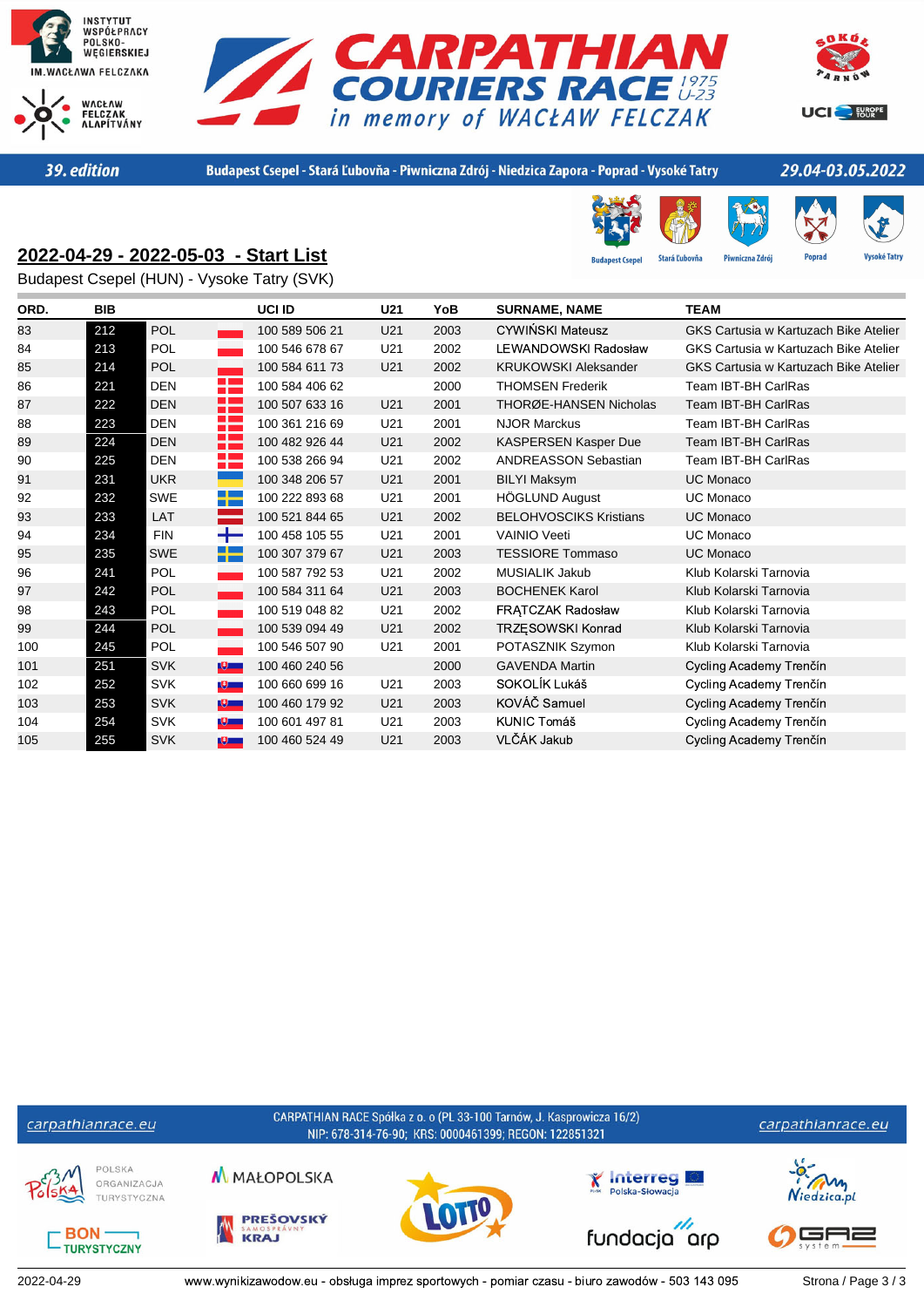CARPATHIAN COURIERS RACE 1975 U-23
in memory of WACŁAW FELCZAK

39. edition — Budapest Csepel - Stará Ľubovňa - Piwniczna Zdrój - Niedzica Zapora - Poprad - Vysoké Tatry — 29.04-03.05.2022

## 2022-04-29 - 2022-05-03 - Start List

Budapest Csepel (HUN) - Vysoke Tatry (SVK)

| ORD. | BIB | | UCI ID | U21 | YoB | SURNAME, NAME | TEAM |
|---|---|---|---|---|---|---|---|
| 83 | 212 | POL | 100 589 506 21 | U21 | 2003 | CYWIŃSKI Mateusz | GKS Cartusia w Kartuzach Bike Atelier |
| 84 | 213 | POL | 100 546 678 67 | U21 | 2002 | LEWANDOWSKI Radosław | GKS Cartusia w Kartuzach Bike Atelier |
| 85 | 214 | POL | 100 584 611 73 | U21 | 2002 | KRUKOWSKI Aleksander | GKS Cartusia w Kartuzach Bike Atelier |
| 86 | 221 | DEN | 100 584 406 62 | | 2000 | THOMSEN Frederik | Team IBT-BH CarlRas |
| 87 | 222 | DEN | 100 507 633 16 | U21 | 2001 | THORØE-HANSEN Nicholas | Team IBT-BH CarlRas |
| 88 | 223 | DEN | 100 361 216 69 | U21 | 2001 | NJOR Marckus | Team IBT-BH CarlRas |
| 89 | 224 | DEN | 100 482 926 44 | U21 | 2002 | KASPERSEN Kasper Due | Team IBT-BH CarlRas |
| 90 | 225 | DEN | 100 538 266 94 | U21 | 2002 | ANDREASSON Sebastian | Team IBT-BH CarlRas |
| 91 | 231 | UKR | 100 348 206 57 | U21 | 2001 | BILYI Maksym | UC Monaco |
| 92 | 232 | SWE | 100 222 893 68 | U21 | 2001 | HÖGLUND August | UC Monaco |
| 93 | 233 | LAT | 100 521 844 65 | U21 | 2002 | BELOHVOSCIKS Kristians | UC Monaco |
| 94 | 234 | FIN | 100 458 105 55 | U21 | 2001 | VAINIO Veeti | UC Monaco |
| 95 | 235 | SWE | 100 307 379 67 | U21 | 2003 | TESSIORE Tommaso | UC Monaco |
| 96 | 241 | POL | 100 587 792 53 | U21 | 2002 | MUSIALIK Jakub | Klub Kolarski Tarnovia |
| 97 | 242 | POL | 100 584 311 64 | U21 | 2003 | BOCHENEK Karol | Klub Kolarski Tarnovia |
| 98 | 243 | POL | 100 519 048 82 | U21 | 2002 | FRĄTCZAK Radosław | Klub Kolarski Tarnovia |
| 99 | 244 | POL | 100 539 094 49 | U21 | 2002 | TRZĘSOWSKI Konrad | Klub Kolarski Tarnovia |
| 100 | 245 | POL | 100 546 507 90 | U21 | 2001 | POTASZNIK Szymon | Klub Kolarski Tarnovia |
| 101 | 251 | SVK | 100 460 240 56 | | 2000 | GAVENDA Martin | Cycling Academy Trenčín |
| 102 | 252 | SVK | 100 660 699 16 | U21 | 2003 | SOKOLÍK Lukáš | Cycling Academy Trenčín |
| 103 | 253 | SVK | 100 460 179 92 | U21 | 2003 | KOVÁČ Samuel | Cycling Academy Trenčín |
| 104 | 254 | SVK | 100 601 497 81 | U21 | 2003 | KUNIC Tomáš | Cycling Academy Trenčín |
| 105 | 255 | SVK | 100 460 524 49 | U21 | 2003 | VLČÁK Jakub | Cycling Academy Trenčín |

carpathianrace.eu

CARPATHIAN RACE Spółka z o. o (PL 33-100 Tarnów, J. Kasprowicza 16/2)
NIP: 678-314-76-90; KRS: 0000461399; REGON: 122851321

2022-04-29 — www.wynikizawodow.eu - obsługa imprez sportowych - pomiar czasu - biuro zawodów - 503 143 095